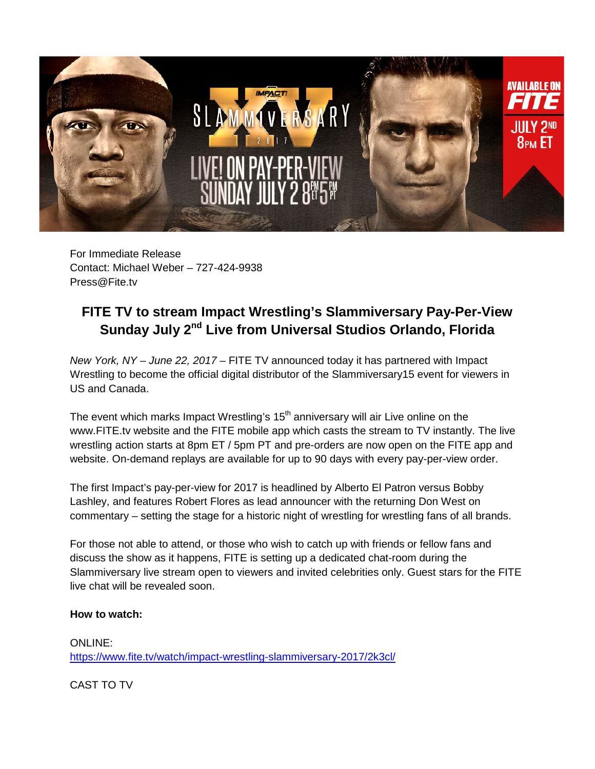For Immediate Release
Contact: Michael Weber – 727-424-9938
Press@Fite.tv

## FITE TV to stream Impact Wrestling's Slammiversary Pay-Per-View Sunday July 2nd Live from Universal Studios Orlando, Florida

*New York, NY – June 22, 2017* – FITE TV announced today it has partnered with Impact Wrestling to become the official digital distributor of the Slammiversary15 event for viewers in US and Canada.

The event which marks Impact Wrestling's 15th anniversary will air Live online on the www.FITE.tv website and the FITE mobile app which casts the stream to TV instantly. The live wrestling action starts at 8pm ET / 5pm PT and pre-orders are now open on the FITE app and website. On-demand replays are available for up to 90 days with every pay-per-view order.

The first Impact's pay-per-view for 2017 is headlined by Alberto El Patron versus Bobby Lashley, and features Robert Flores as lead announcer with the returning Don West on commentary – setting the stage for a historic night of wrestling for wrestling fans of all brands.

For those not able to attend, or those who wish to catch up with friends or fellow fans and discuss the show as it happens, FITE is setting up a dedicated chat-room during the Slammiversary live stream open to viewers and invited celebrities only. Guest stars for the FITE live chat will be revealed soon.

**How to watch:**

ONLINE:
https://www.fite.tv/watch/impact-wrestling-slammiversary-2017/2k3cl/

CAST TO TV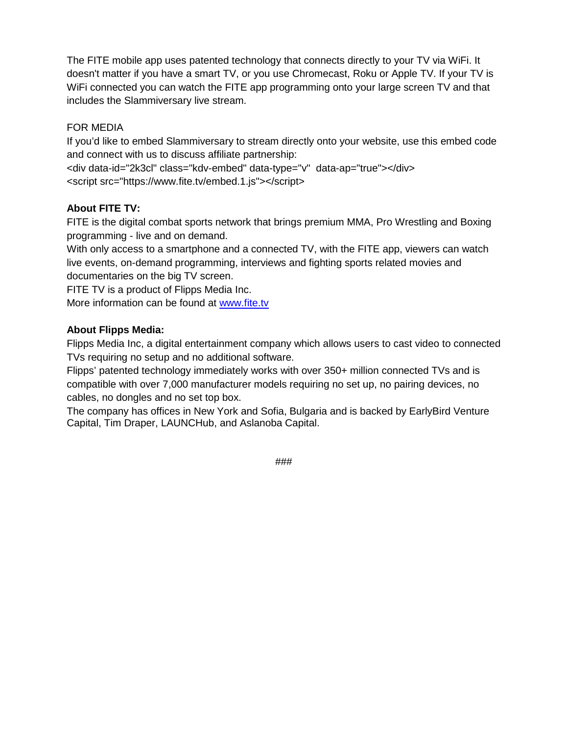The FITE mobile app uses patented technology that connects directly to your TV via WiFi. It doesn't matter if you have a smart TV, or you use Chromecast, Roku or Apple TV. If your TV is WiFi connected you can watch the FITE app programming onto your large screen TV and that includes the Slammiversary live stream.

FOR MEDIA

If you'd like to embed Slammiversary to stream directly onto your website, use this embed code and connect with us to discuss affiliate partnership:

```
<div data-id="2k3cl" class="kdv-embed" data-type="v"  data-ap="true"></div>
<script src="https://www.fite.tv/embed.1.js"></script>
```

**About FITE TV:**

FITE is the digital combat sports network that brings premium MMA, Pro Wrestling and Boxing programming - live and on demand.

With only access to a smartphone and a connected TV, with the FITE app, viewers can watch live events, on-demand programming, interviews and fighting sports related movies and documentaries on the big TV screen.

FITE TV is a product of Flipps Media Inc.

More information can be found at [www.fite.tv](http://www.fite.tv)

**About Flipps Media:**

Flipps Media Inc, a digital entertainment company which allows users to cast video to connected TVs requiring no setup and no additional software.

Flipps' patented technology immediately works with over 350+ million connected TVs and is compatible with over 7,000 manufacturer models requiring no set up, no pairing devices, no cables, no dongles and no set top box.

The company has offices in New York and Sofia, Bulgaria and is backed by EarlyBird Venture Capital, Tim Draper, LAUNCHub, and Aslanoba Capital.

###